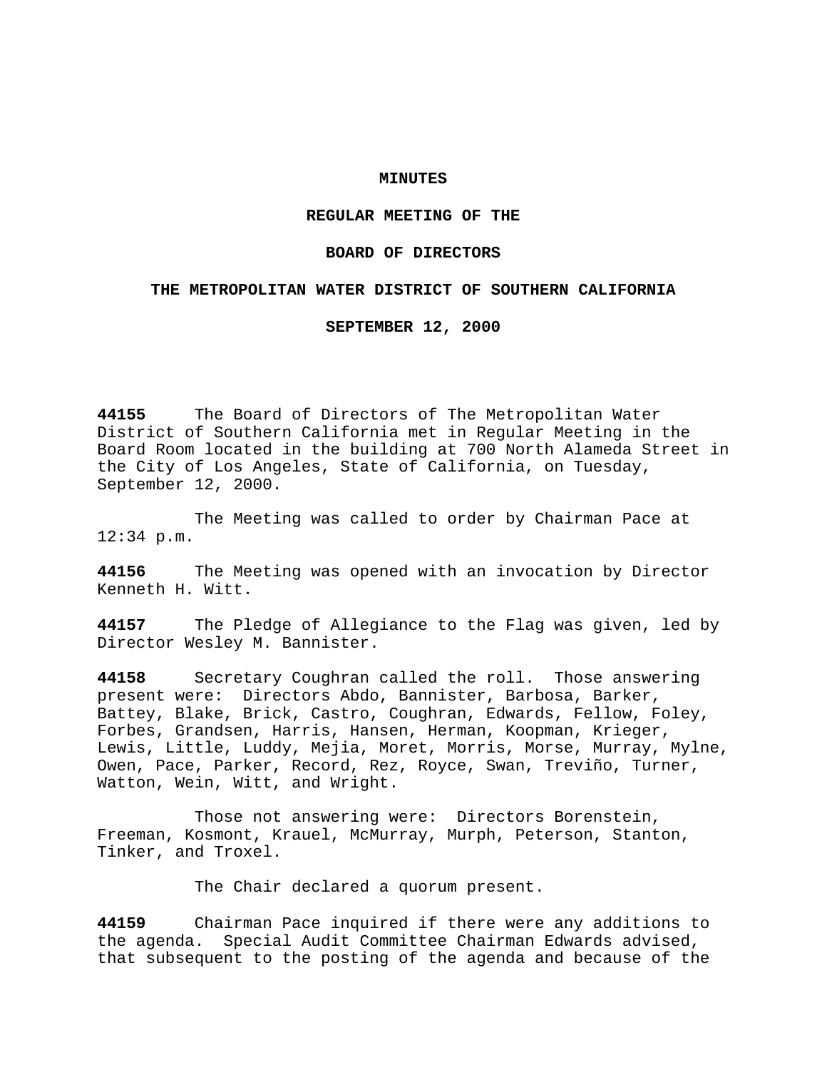# MINUTES

## REGULAR MEETING OF THE

## BOARD OF DIRECTORS

## THE METROPOLITAN WATER DISTRICT OF SOUTHERN CALIFORNIA

## SEPTEMBER 12, 2000

**44155** The Board of Directors of The Metropolitan Water District of Southern California met in Regular Meeting in the Board Room located in the building at 700 North Alameda Street in the City of Los Angeles, State of California, on Tuesday, September 12, 2000.

The Meeting was called to order by Chairman Pace at 12:34 p.m.

**44156** The Meeting was opened with an invocation by Director Kenneth H. Witt.

**44157** The Pledge of Allegiance to the Flag was given, led by Director Wesley M. Bannister.

**44158** Secretary Coughran called the roll. Those answering present were: Directors Abdo, Bannister, Barbosa, Barker, Battey, Blake, Brick, Castro, Coughran, Edwards, Fellow, Foley, Forbes, Grandsen, Harris, Hansen, Herman, Koopman, Krieger, Lewis, Little, Luddy, Mejia, Moret, Morris, Morse, Murray, Mylne, Owen, Pace, Parker, Record, Rez, Royce, Swan, Treviño, Turner, Watton, Wein, Witt, and Wright.

Those not answering were: Directors Borenstein, Freeman, Kosmont, Krauel, McMurray, Murph, Peterson, Stanton, Tinker, and Troxel.

The Chair declared a quorum present.

**44159** Chairman Pace inquired if there were any additions to the agenda. Special Audit Committee Chairman Edwards advised, that subsequent to the posting of the agenda and because of the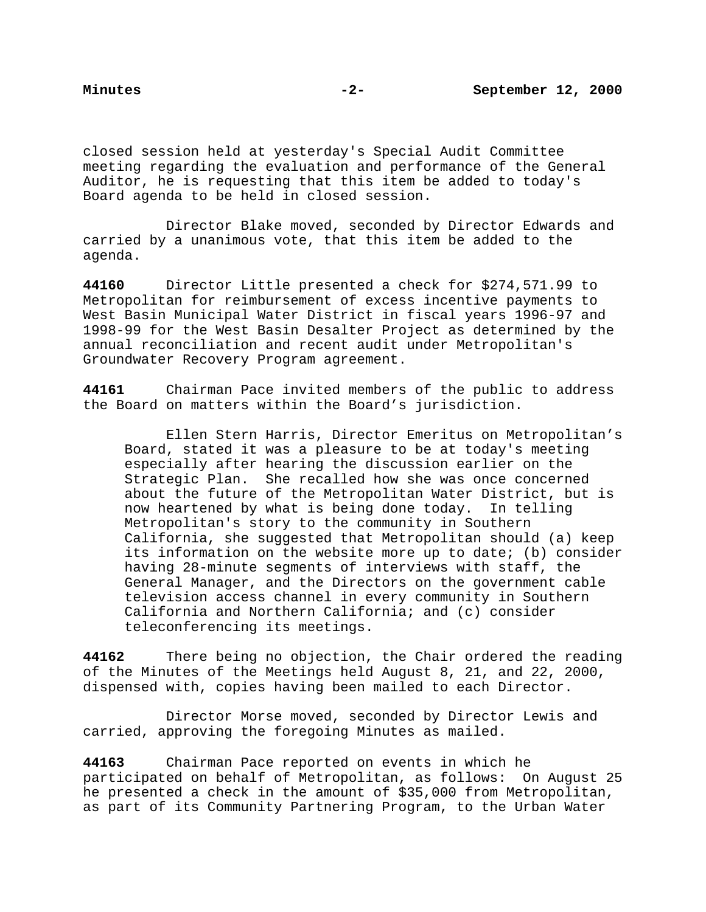closed session held at yesterday's Special Audit Committee meeting regarding the evaluation and performance of the General Auditor, he is requesting that this item be added to today's Board agenda to be held in closed session.

Director Blake moved, seconded by Director Edwards and carried by a unanimous vote, that this item be added to the agenda.

**44160** Director Little presented a check for $274,571.99 to Metropolitan for reimbursement of excess incentive payments to West Basin Municipal Water District in fiscal years 1996-97 and 1998-99 for the West Basin Desalter Project as determined by the annual reconciliation and recent audit under Metropolitan's Groundwater Recovery Program agreement.

**44161** Chairman Pace invited members of the public to address the Board on matters within the Board's jurisdiction.

> Ellen Stern Harris, Director Emeritus on Metropolitan's Board, stated it was a pleasure to be at today's meeting especially after hearing the discussion earlier on the Strategic Plan. She recalled how she was once concerned about the future of the Metropolitan Water District, but is now heartened by what is being done today. In telling Metropolitan's story to the community in Southern California, she suggested that Metropolitan should (a) keep its information on the website more up to date; (b) consider having 28-minute segments of interviews with staff, the General Manager, and the Directors on the government cable television access channel in every community in Southern California and Northern California; and (c) consider teleconferencing its meetings.

**44162** There being no objection, the Chair ordered the reading of the Minutes of the Meetings held August 8, 21, and 22, 2000, dispensed with, copies having been mailed to each Director.

Director Morse moved, seconded by Director Lewis and carried, approving the foregoing Minutes as mailed.

**44163** Chairman Pace reported on events in which he participated on behalf of Metropolitan, as follows: On August 25 he presented a check in the amount of $35,000 from Metropolitan, as part of its Community Partnering Program, to the Urban Water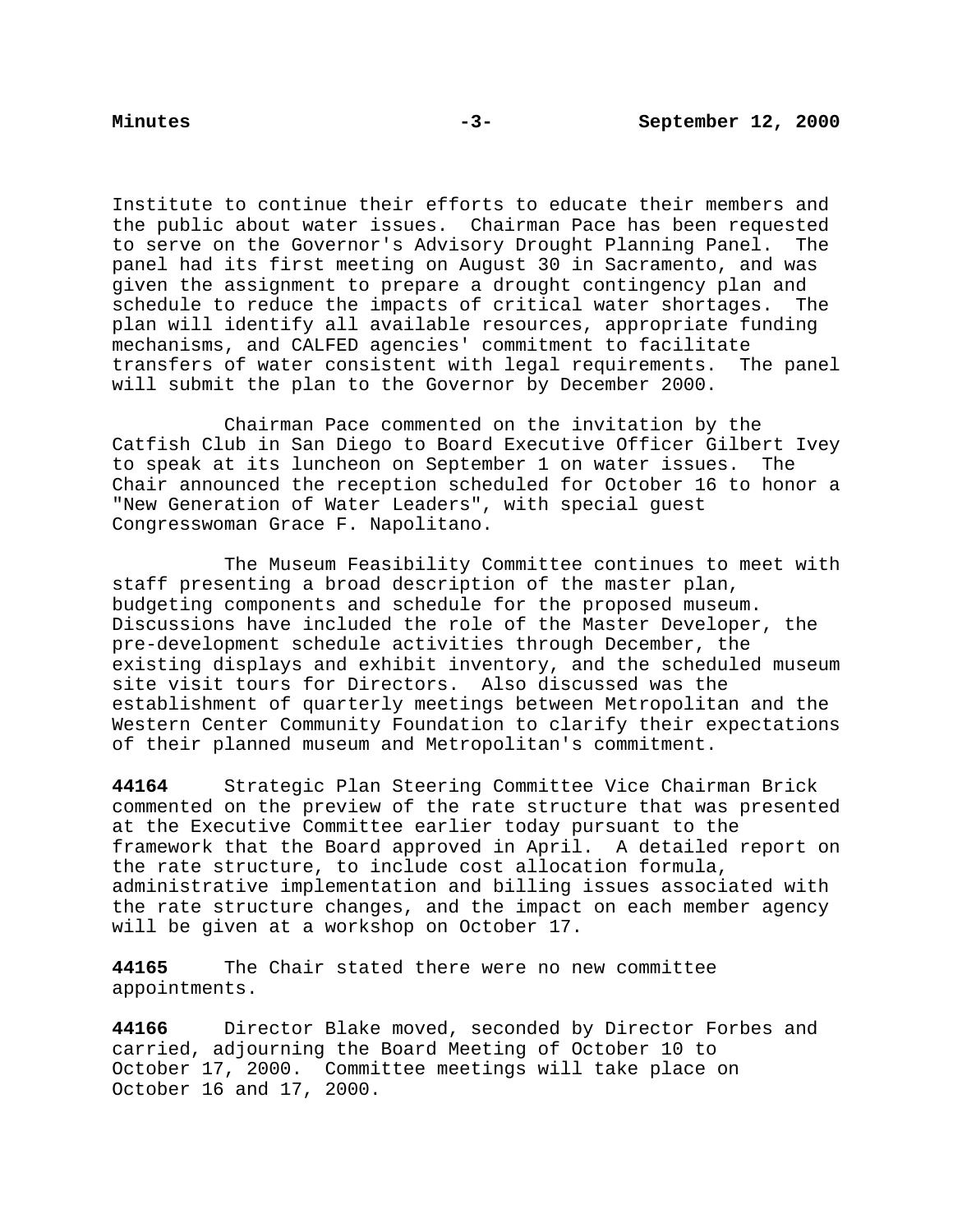Institute to continue their efforts to educate their members and the public about water issues. Chairman Pace has been requested to serve on the Governor's Advisory Drought Planning Panel. The panel had its first meeting on August 30 in Sacramento, and was given the assignment to prepare a drought contingency plan and schedule to reduce the impacts of critical water shortages. The plan will identify all available resources, appropriate funding mechanisms, and CALFED agencies' commitment to facilitate transfers of water consistent with legal requirements. The panel will submit the plan to the Governor by December 2000.

Chairman Pace commented on the invitation by the Catfish Club in San Diego to Board Executive Officer Gilbert Ivey to speak at its luncheon on September 1 on water issues. The Chair announced the reception scheduled for October 16 to honor a "New Generation of Water Leaders", with special guest Congresswoman Grace F. Napolitano.

The Museum Feasibility Committee continues to meet with staff presenting a broad description of the master plan, budgeting components and schedule for the proposed museum. Discussions have included the role of the Master Developer, the pre-development schedule activities through December, the existing displays and exhibit inventory, and the scheduled museum site visit tours for Directors. Also discussed was the establishment of quarterly meetings between Metropolitan and the Western Center Community Foundation to clarify their expectations of their planned museum and Metropolitan's commitment.

**44164** Strategic Plan Steering Committee Vice Chairman Brick commented on the preview of the rate structure that was presented at the Executive Committee earlier today pursuant to the framework that the Board approved in April. A detailed report on the rate structure, to include cost allocation formula, administrative implementation and billing issues associated with the rate structure changes, and the impact on each member agency will be given at a workshop on October 17.

**44165** The Chair stated there were no new committee appointments.

**44166** Director Blake moved, seconded by Director Forbes and carried, adjourning the Board Meeting of October 10 to October 17, 2000. Committee meetings will take place on October 16 and 17, 2000.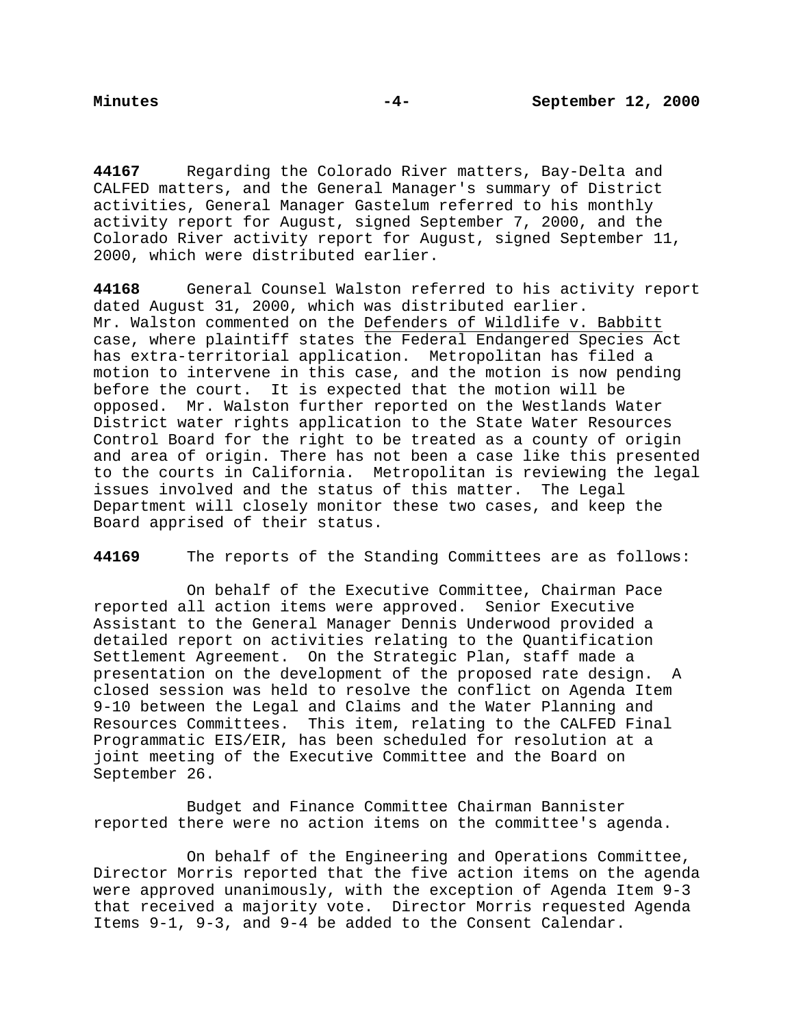**44167** Regarding the Colorado River matters, Bay-Delta and CALFED matters, and the General Manager's summary of District activities, General Manager Gastelum referred to his monthly activity report for August, signed September 7, 2000, and the Colorado River activity report for August, signed September 11, 2000, which were distributed earlier.

**44168** General Counsel Walston referred to his activity report dated August 31, 2000, which was distributed earlier. Mr. Walston commented on the Defenders of Wildlife v. Babbitt case, where plaintiff states the Federal Endangered Species Act has extra-territorial application. Metropolitan has filed a motion to intervene in this case, and the motion is now pending before the court. It is expected that the motion will be opposed. Mr. Walston further reported on the Westlands Water District water rights application to the State Water Resources Control Board for the right to be treated as a county of origin and area of origin. There has not been a case like this presented to the courts in California. Metropolitan is reviewing the legal issues involved and the status of this matter. The Legal Department will closely monitor these two cases, and keep the Board apprised of their status.

**44169** The reports of the Standing Committees are as follows:

On behalf of the Executive Committee, Chairman Pace reported all action items were approved. Senior Executive Assistant to the General Manager Dennis Underwood provided a detailed report on activities relating to the Quantification Settlement Agreement. On the Strategic Plan, staff made a presentation on the development of the proposed rate design. A closed session was held to resolve the conflict on Agenda Item 9-10 between the Legal and Claims and the Water Planning and Resources Committees. This item, relating to the CALFED Final Programmatic EIS/EIR, has been scheduled for resolution at a joint meeting of the Executive Committee and the Board on September 26.

Budget and Finance Committee Chairman Bannister reported there were no action items on the committee's agenda.

On behalf of the Engineering and Operations Committee, Director Morris reported that the five action items on the agenda were approved unanimously, with the exception of Agenda Item 9-3 that received a majority vote. Director Morris requested Agenda Items 9-1, 9-3, and 9-4 be added to the Consent Calendar.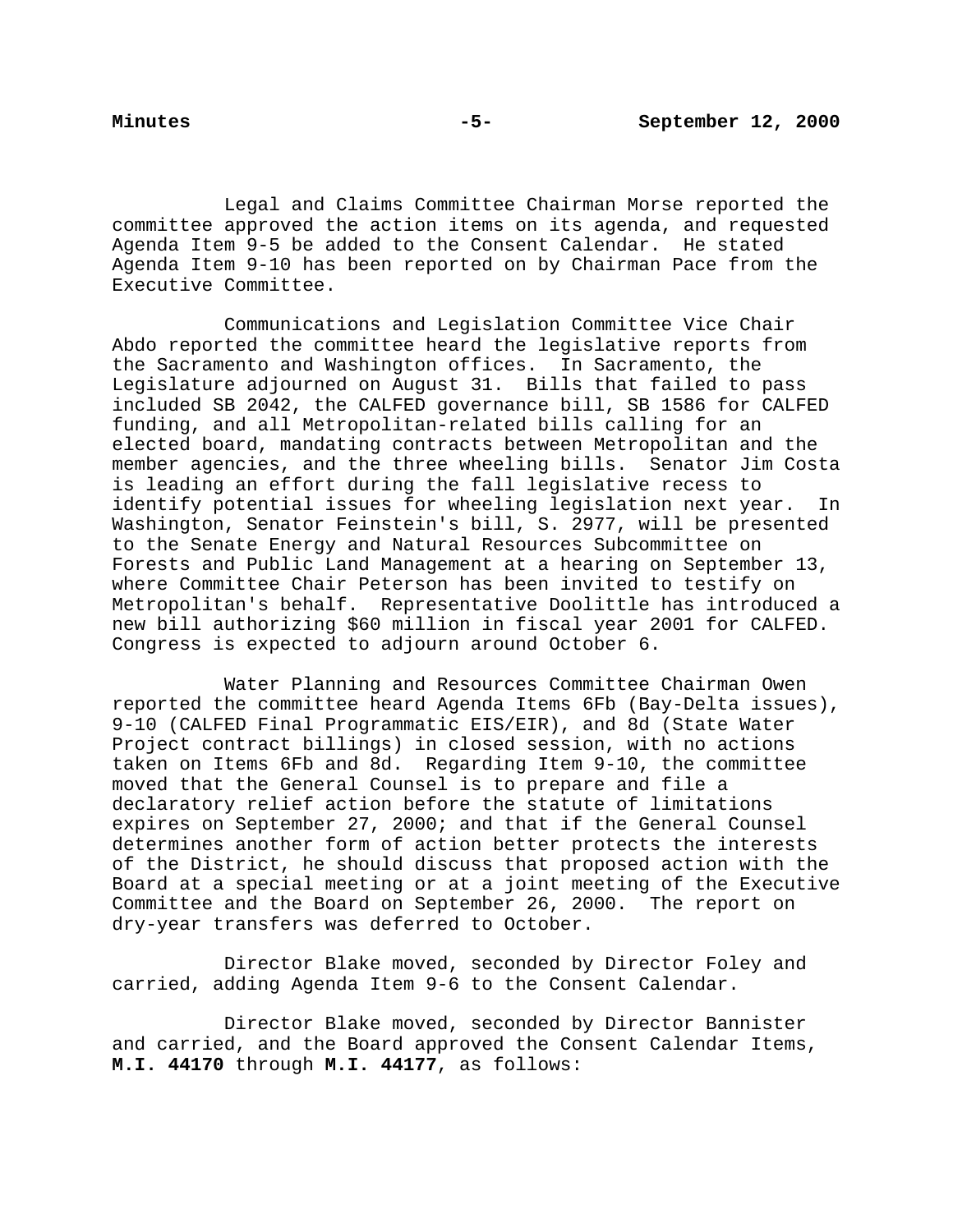Legal and Claims Committee Chairman Morse reported the committee approved the action items on its agenda, and requested Agenda Item 9-5 be added to the Consent Calendar. He stated Agenda Item 9-10 has been reported on by Chairman Pace from the Executive Committee.

Communications and Legislation Committee Vice Chair Abdo reported the committee heard the legislative reports from the Sacramento and Washington offices. In Sacramento, the Legislature adjourned on August 31. Bills that failed to pass included SB 2042, the CALFED governance bill, SB 1586 for CALFED funding, and all Metropolitan-related bills calling for an elected board, mandating contracts between Metropolitan and the member agencies, and the three wheeling bills. Senator Jim Costa is leading an effort during the fall legislative recess to identify potential issues for wheeling legislation next year. In Washington, Senator Feinstein's bill, S. 2977, will be presented to the Senate Energy and Natural Resources Subcommittee on Forests and Public Land Management at a hearing on September 13, where Committee Chair Peterson has been invited to testify on Metropolitan's behalf. Representative Doolittle has introduced a new bill authorizing $60 million in fiscal year 2001 for CALFED. Congress is expected to adjourn around October 6.

Water Planning and Resources Committee Chairman Owen reported the committee heard Agenda Items 6Fb (Bay-Delta issues), 9-10 (CALFED Final Programmatic EIS/EIR), and 8d (State Water Project contract billings) in closed session, with no actions taken on Items 6Fb and 8d. Regarding Item 9-10, the committee moved that the General Counsel is to prepare and file a declaratory relief action before the statute of limitations expires on September 27, 2000; and that if the General Counsel determines another form of action better protects the interests of the District, he should discuss that proposed action with the Board at a special meeting or at a joint meeting of the Executive Committee and the Board on September 26, 2000. The report on dry-year transfers was deferred to October.

Director Blake moved, seconded by Director Foley and carried, adding Agenda Item 9-6 to the Consent Calendar.

Director Blake moved, seconded by Director Bannister and carried, and the Board approved the Consent Calendar Items, **M.I. 44170** through **M.I. 44177**, as follows: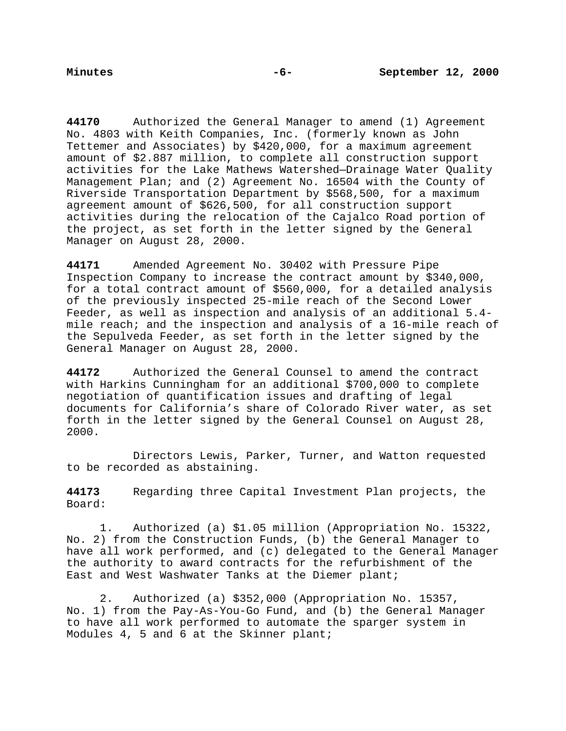**44170** Authorized the General Manager to amend (1) Agreement No. 4803 with Keith Companies, Inc. (formerly known as John Tettemer and Associates) by $420,000, for a maximum agreement amount of $2.887 million, to complete all construction support activities for the Lake Mathews Watershed—Drainage Water Quality Management Plan; and (2) Agreement No. 16504 with the County of Riverside Transportation Department by $568,500, for a maximum agreement amount of $626,500, for all construction support activities during the relocation of the Cajalco Road portion of the project, as set forth in the letter signed by the General Manager on August 28, 2000.

**44171** Amended Agreement No. 30402 with Pressure Pipe Inspection Company to increase the contract amount by $340,000, for a total contract amount of $560,000, for a detailed analysis of the previously inspected 25-mile reach of the Second Lower Feeder, as well as inspection and analysis of an additional 5.4-mile reach; and the inspection and analysis of a 16-mile reach of the Sepulveda Feeder, as set forth in the letter signed by the General Manager on August 28, 2000.

**44172** Authorized the General Counsel to amend the contract with Harkins Cunningham for an additional $700,000 to complete negotiation of quantification issues and drafting of legal documents for California's share of Colorado River water, as set forth in the letter signed by the General Counsel on August 28, 2000.

Directors Lewis, Parker, Turner, and Watton requested to be recorded as abstaining.

**44173** Regarding three Capital Investment Plan projects, the Board:

1. Authorized (a) $1.05 million (Appropriation No. 15322, No. 2) from the Construction Funds, (b) the General Manager to have all work performed, and (c) delegated to the General Manager the authority to award contracts for the refurbishment of the East and West Washwater Tanks at the Diemer plant;

2. Authorized (a) $352,000 (Appropriation No. 15357, No. 1) from the Pay-As-You-Go Fund, and (b) the General Manager to have all work performed to automate the sparger system in Modules 4, 5 and 6 at the Skinner plant;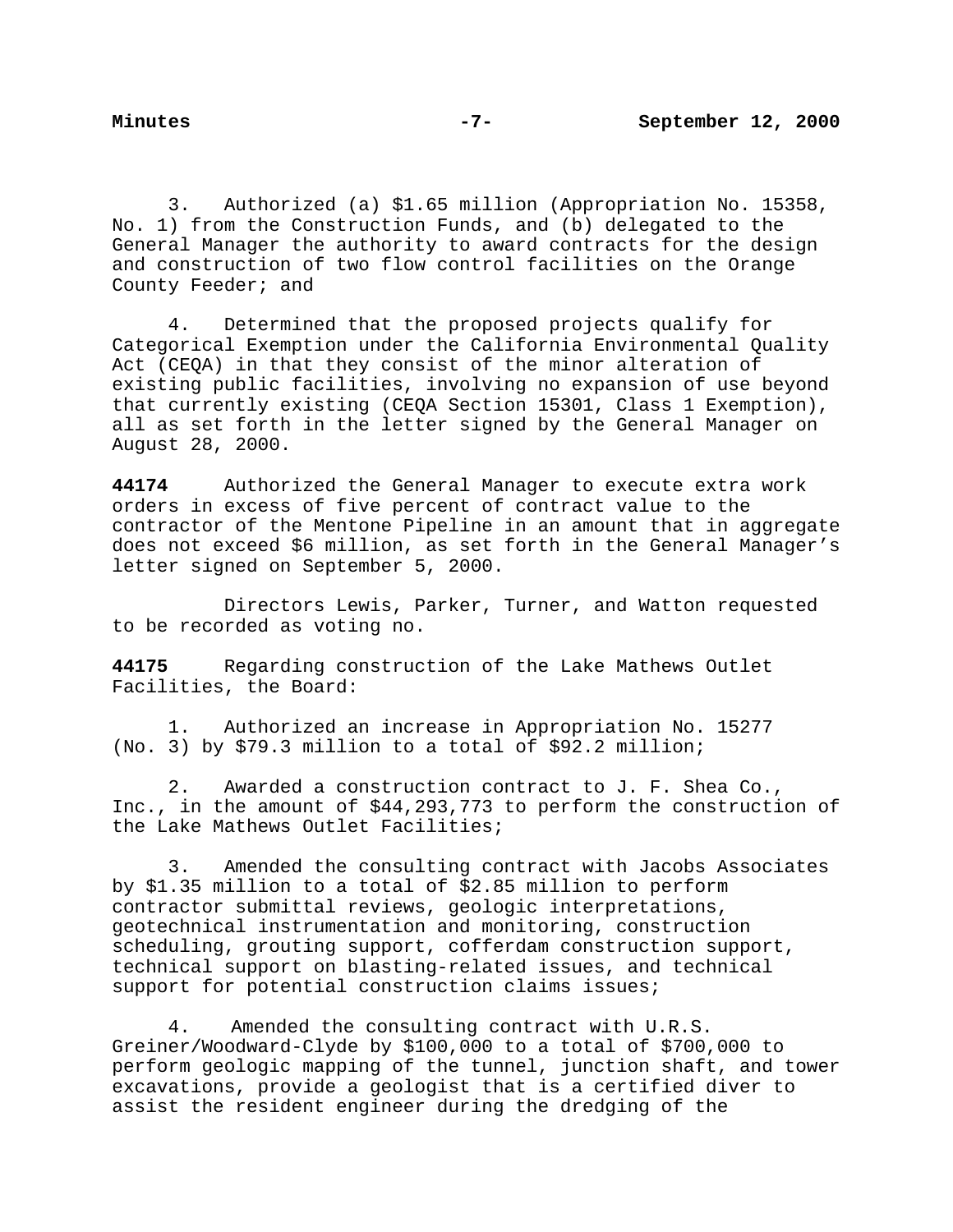3. Authorized (a) $1.65 million (Appropriation No. 15358, No. 1) from the Construction Funds, and (b) delegated to the General Manager the authority to award contracts for the design and construction of two flow control facilities on the Orange County Feeder; and

4. Determined that the proposed projects qualify for Categorical Exemption under the California Environmental Quality Act (CEQA) in that they consist of the minor alteration of existing public facilities, involving no expansion of use beyond that currently existing (CEQA Section 15301, Class 1 Exemption), all as set forth in the letter signed by the General Manager on August 28, 2000.

**44174** Authorized the General Manager to execute extra work orders in excess of five percent of contract value to the contractor of the Mentone Pipeline in an amount that in aggregate does not exceed $6 million, as set forth in the General Manager's letter signed on September 5, 2000.

Directors Lewis, Parker, Turner, and Watton requested to be recorded as voting no.

**44175** Regarding construction of the Lake Mathews Outlet Facilities, the Board:

1. Authorized an increase in Appropriation No. 15277 (No. 3) by $79.3 million to a total of $92.2 million;

2. Awarded a construction contract to J. F. Shea Co., Inc., in the amount of $44,293,773 to perform the construction of the Lake Mathews Outlet Facilities;

3. Amended the consulting contract with Jacobs Associates by $1.35 million to a total of $2.85 million to perform contractor submittal reviews, geologic interpretations, geotechnical instrumentation and monitoring, construction scheduling, grouting support, cofferdam construction support, technical support on blasting-related issues, and technical support for potential construction claims issues;

4. Amended the consulting contract with U.R.S. Greiner/Woodward-Clyde by $100,000 to a total of $700,000 to perform geologic mapping of the tunnel, junction shaft, and tower excavations, provide a geologist that is a certified diver to assist the resident engineer during the dredging of the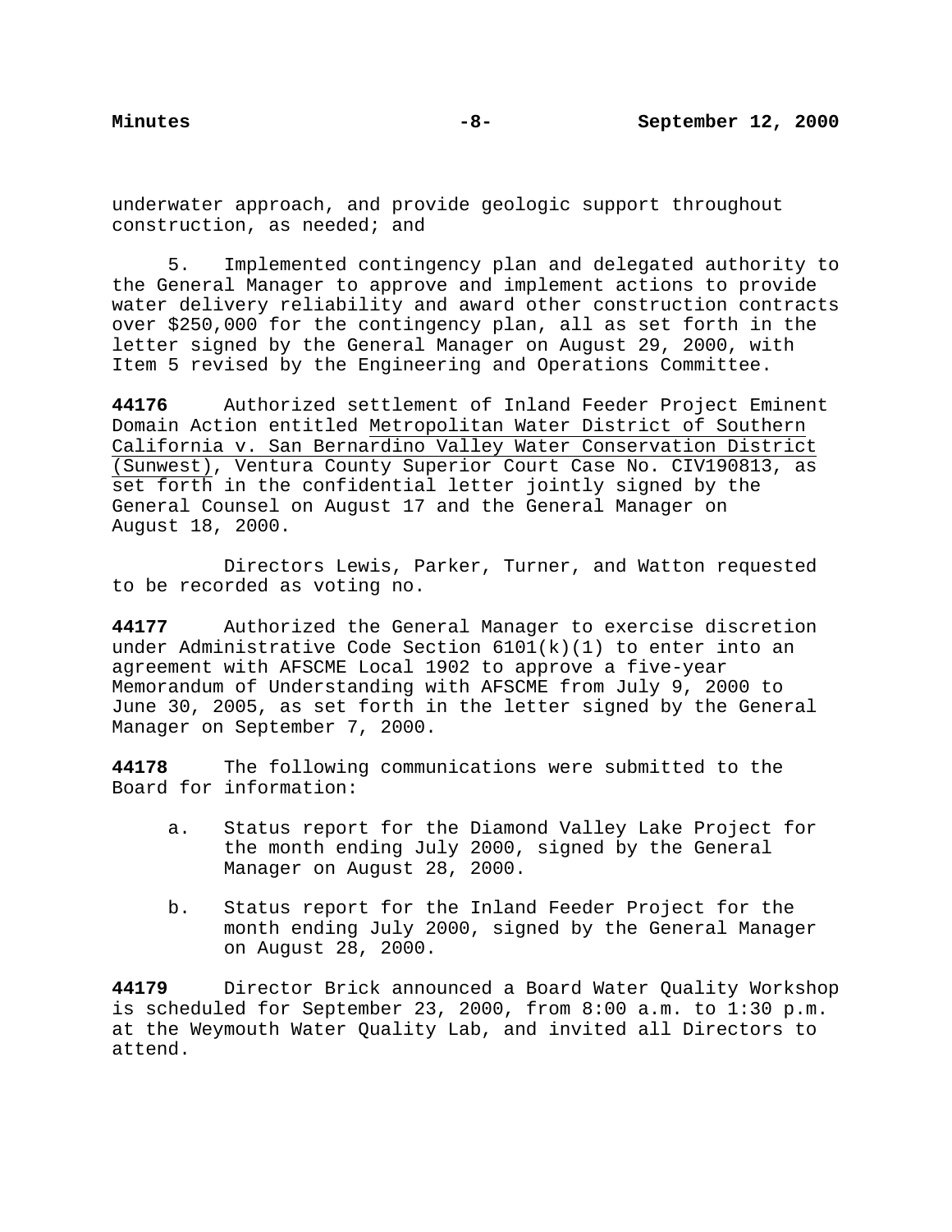underwater approach, and provide geologic support throughout construction, as needed; and

5. Implemented contingency plan and delegated authority to the General Manager to approve and implement actions to provide water delivery reliability and award other construction contracts over $250,000 for the contingency plan, all as set forth in the letter signed by the General Manager on August 29, 2000, with Item 5 revised by the Engineering and Operations Committee.

**44176** Authorized settlement of Inland Feeder Project Eminent Domain Action entitled Metropolitan Water District of Southern California v. San Bernardino Valley Water Conservation District (Sunwest), Ventura County Superior Court Case No. CIV190813, as set forth in the confidential letter jointly signed by the General Counsel on August 17 and the General Manager on August 18, 2000.

Directors Lewis, Parker, Turner, and Watton requested to be recorded as voting no.

**44177** Authorized the General Manager to exercise discretion under Administrative Code Section 6101(k)(1) to enter into an agreement with AFSCME Local 1902 to approve a five-year Memorandum of Understanding with AFSCME from July 9, 2000 to June 30, 2005, as set forth in the letter signed by the General Manager on September 7, 2000.

**44178** The following communications were submitted to the Board for information:

a. Status report for the Diamond Valley Lake Project for the month ending July 2000, signed by the General Manager on August 28, 2000.

b. Status report for the Inland Feeder Project for the month ending July 2000, signed by the General Manager on August 28, 2000.

**44179** Director Brick announced a Board Water Quality Workshop is scheduled for September 23, 2000, from 8:00 a.m. to 1:30 p.m. at the Weymouth Water Quality Lab, and invited all Directors to attend.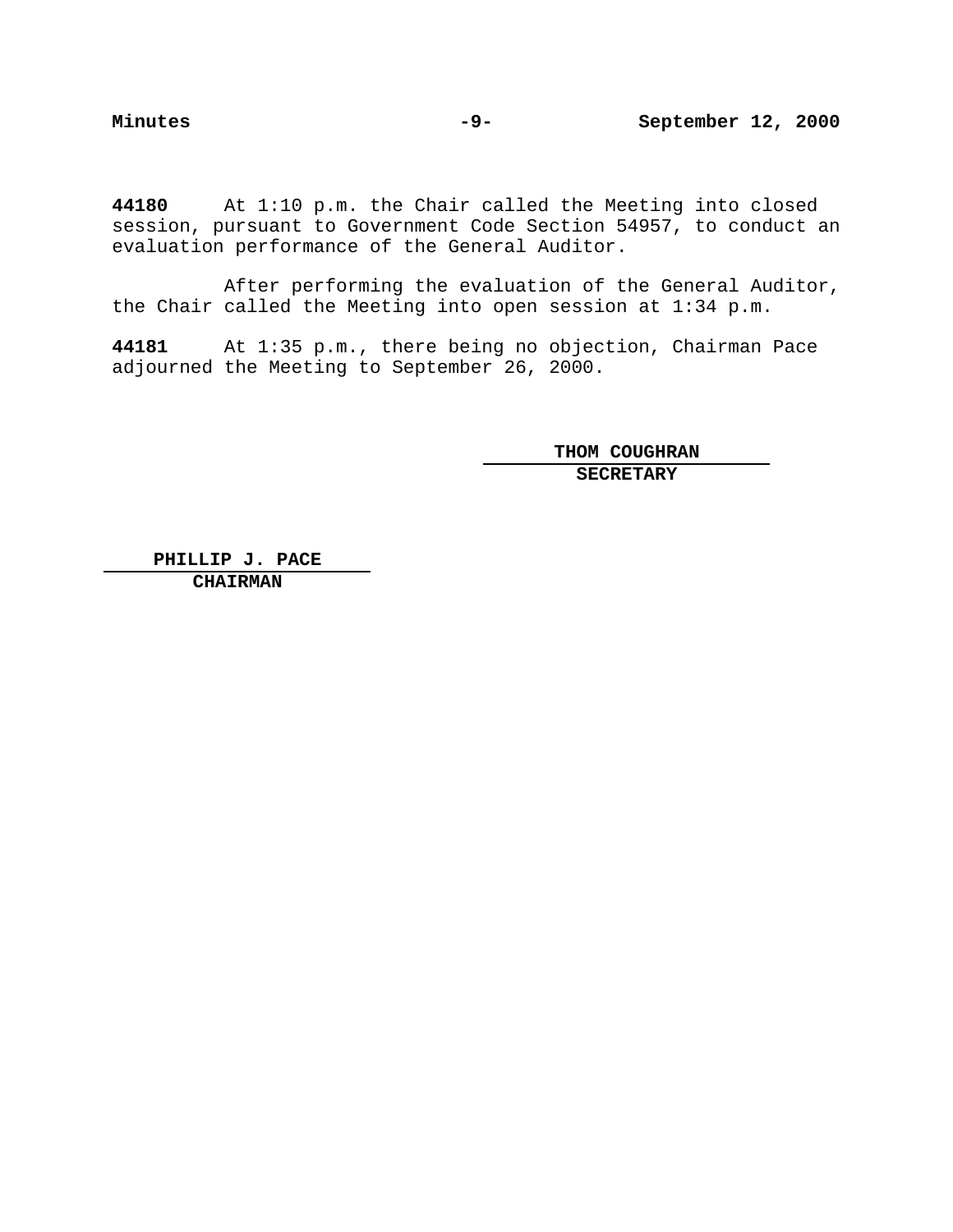**44180** At 1:10 p.m. the Chair called the Meeting into closed session, pursuant to Government Code Section 54957, to conduct an evaluation performance of the General Auditor.

After performing the evaluation of the General Auditor, the Chair called the Meeting into open session at 1:34 p.m.

**44181** At 1:35 p.m., there being no objection, Chairman Pace adjourned the Meeting to September 26, 2000.

**THOM COUGHRAN**
**SECRETARY**

**PHILLIP J. PACE**
**CHAIRMAN**